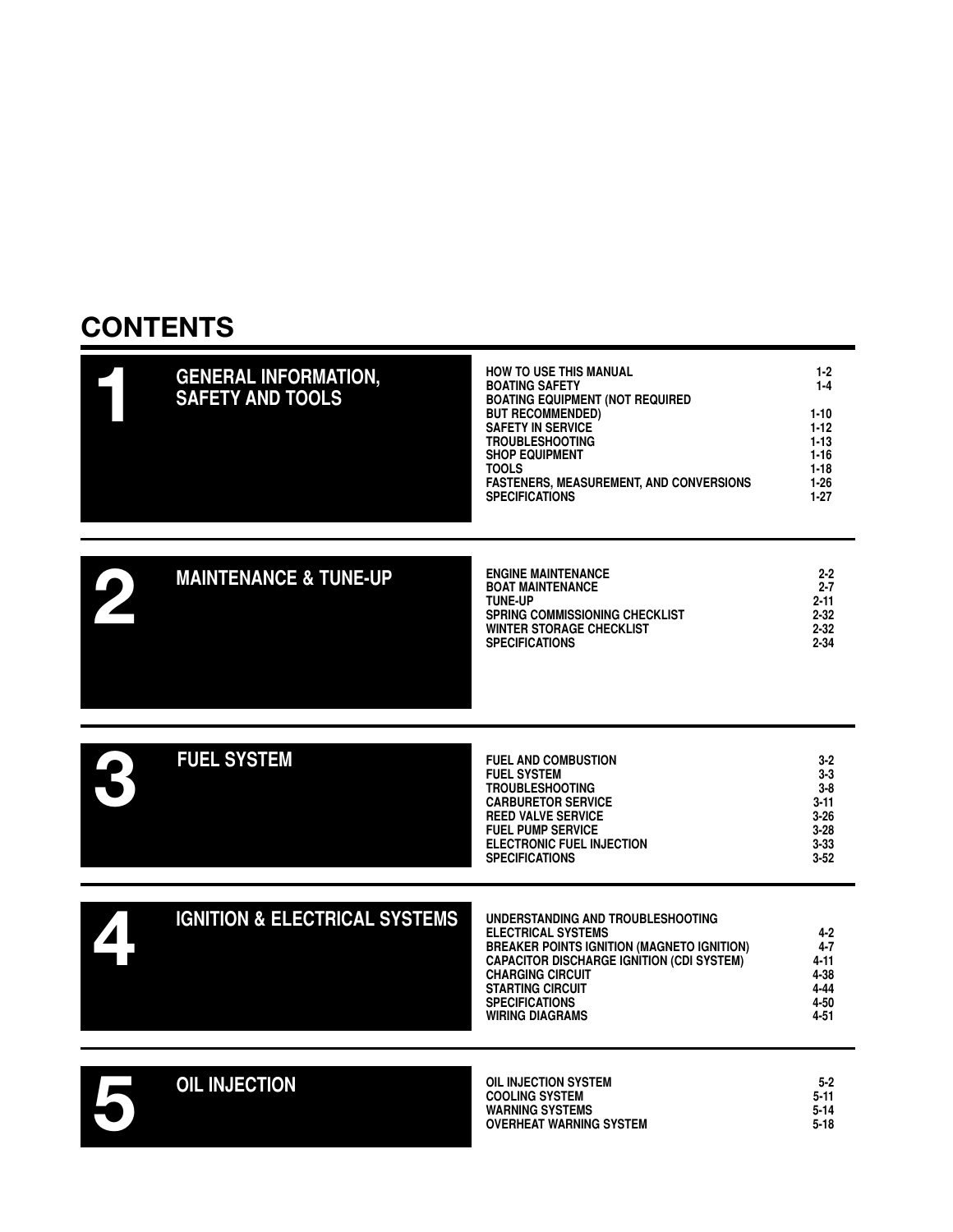# CONTENTS

## 1 GENERAL INFORMATION, SAFETY AND TOOLS

| | |
|---|---|
| HOW TO USE THIS MANUAL | 1-2 |
| BOATING SAFETY | 1-4 |
| BOATING EQUIPMENT (NOT REQUIRED BUT RECOMMENDED) | 1-10 |
| SAFETY IN SERVICE | 1-12 |
| TROUBLESHOOTING | 1-13 |
| SHOP EQUIPMENT | 1-16 |
| TOOLS | 1-18 |
| FASTENERS, MEASUREMENT, AND CONVERSIONS | 1-26 |
| SPECIFICATIONS | 1-27 |

## 2 MAINTENANCE & TUNE-UP

| | |
|---|---|
| ENGINE MAINTENANCE | 2-2 |
| BOAT MAINTENANCE | 2-7 |
| TUNE-UP | 2-11 |
| SPRING COMMISSIONING CHECKLIST | 2-32 |
| WINTER STORAGE CHECKLIST | 2-32 |
| SPECIFICATIONS | 2-34 |

## 3 FUEL SYSTEM

| | |
|---|---|
| FUEL AND COMBUSTION | 3-2 |
| FUEL SYSTEM | 3-3 |
| TROUBLESHOOTING | 3-8 |
| CARBURETOR SERVICE | 3-11 |
| REED VALVE SERVICE | 3-26 |
| FUEL PUMP SERVICE | 3-28 |
| ELECTRONIC FUEL INJECTION | 3-33 |
| SPECIFICATIONS | 3-52 |

## 4 IGNITION & ELECTRICAL SYSTEMS

| | |
|---|---|
| UNDERSTANDING AND TROUBLESHOOTING ELECTRICAL SYSTEMS | 4-2 |
| BREAKER POINTS IGNITION (MAGNETO IGNITION) | 4-7 |
| CAPACITOR DISCHARGE IGNITION (CDI SYSTEM) | 4-11 |
| CHARGING CIRCUIT | 4-38 |
| STARTING CIRCUIT | 4-44 |
| SPECIFICATIONS | 4-50 |
| WIRING DIAGRAMS | 4-51 |

## 5 OIL INJECTION

| | |
|---|---|
| OIL INJECTION SYSTEM | 5-2 |
| COOLING SYSTEM | 5-11 |
| WARNING SYSTEMS | 5-14 |
| OVERHEAT WARNING SYSTEM | 5-18 |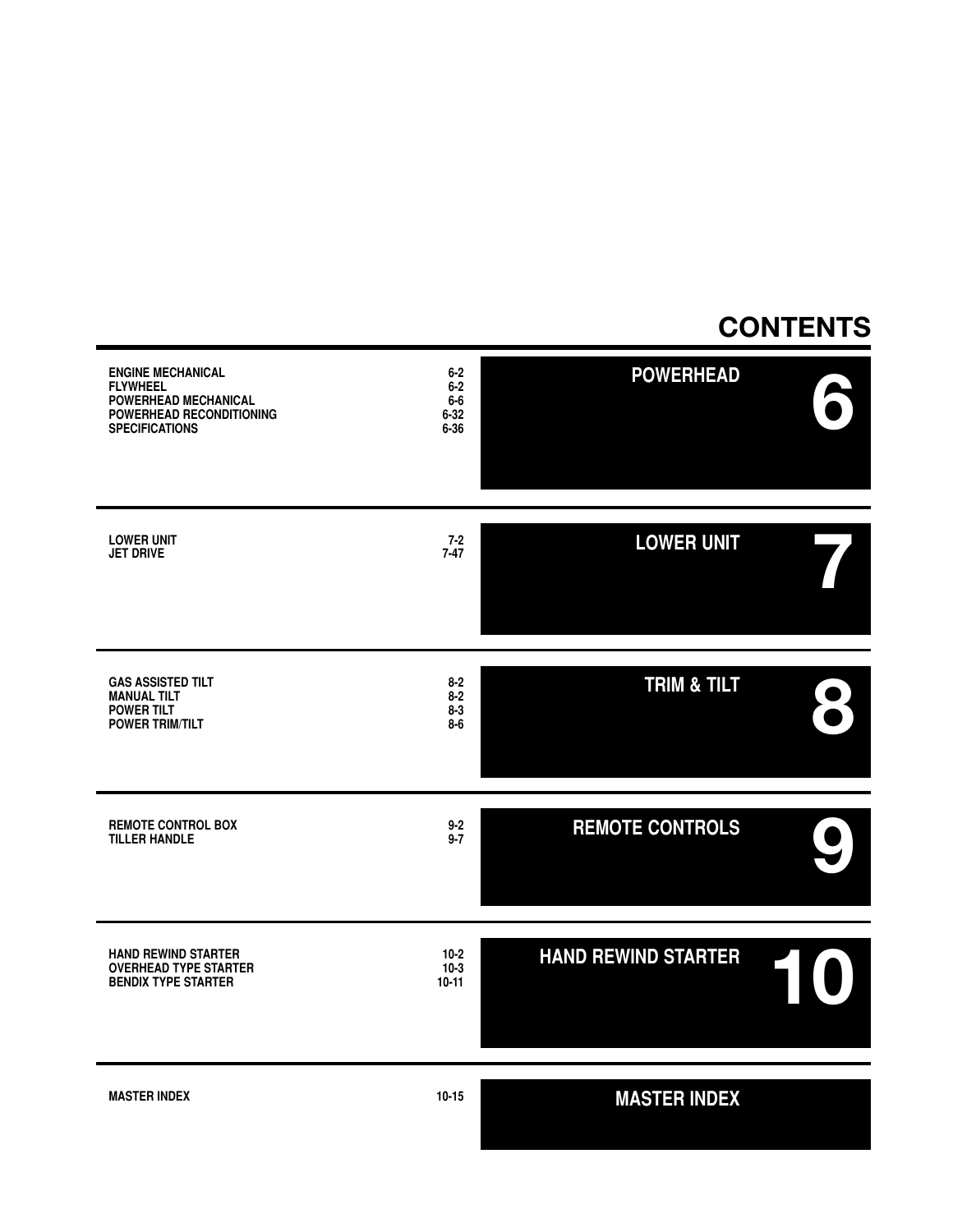# CONTENTS

## POWERHEAD 6

| | |
|---|---|
| ENGINE MECHANICAL | 6-2 |
| FLYWHEEL | 6-2 |
| POWERHEAD MECHANICAL | 6-6 |
| POWERHEAD RECONDITIONING | 6-32 |
| SPECIFICATIONS | 6-36 |

## LOWER UNIT 7

| | |
|---|---|
| LOWER UNIT | 7-2 |
| JET DRIVE | 7-47 |

## TRIM & TILT 8

| | |
|---|---|
| GAS ASSISTED TILT | 8-2 |
| MANUAL TILT | 8-2 |
| POWER TILT | 8-3 |
| POWER TRIM/TILT | 8-6 |

## REMOTE CONTROLS 9

| | |
|---|---|
| REMOTE CONTROL BOX | 9-2 |
| TILLER HANDLE | 9-7 |

## HAND REWIND STARTER 10

| | |
|---|---|
| HAND REWIND STARTER | 10-2 |
| OVERHEAD TYPE STARTER | 10-3 |
| BENDIX TYPE STARTER | 10-11 |

## MASTER INDEX

| | |
|---|---|
| MASTER INDEX | 10-15 |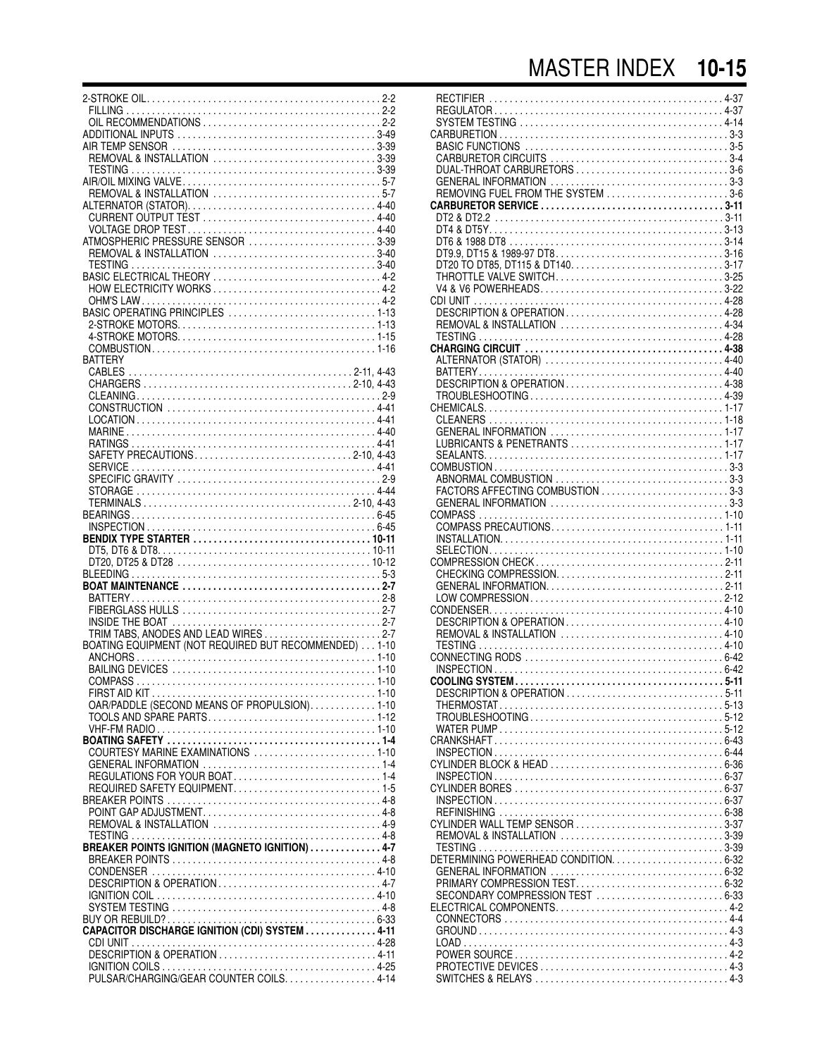# MASTER INDEX

2-STROKE OIL . . . 2-2
- FILLING . . . 2-2
- OIL RECOMMENDATIONS . . . 2-2

ADDITIONAL INPUTS . . . 3-49

AIR TEMP SENSOR . . . 3-39
- REMOVAL & INSTALLATION . . . 3-39
- TESTING . . . 3-39

AIR/OIL MIXING VALVE . . . 5-7
- REMOVAL & INSTALLATION . . . 5-7

ALTERNATOR (STATOR) . . . 4-40
- CURRENT OUTPUT TEST . . . 4-40
- VOLTAGE DROP TEST . . . 4-40

ATMOSPHERIC PRESSURE SENSOR . . . 3-39
- REMOVAL & INSTALLATION . . . 3-40
- TESTING . . . 3-40

BASIC ELECTRICAL THEORY . . . 4-2
- HOW ELECTRICITY WORKS . . . 4-2
- OHM'S LAW . . . 4-2

BASIC OPERATING PRINCIPLES . . . 1-13
- 2-STROKE MOTORS . . . 1-13
- 4-STROKE MOTORS . . . 1-15
- COMBUSTION . . . 1-16

BATTERY
- CABLES . . . 2-11, 4-43
- CHARGERS . . . 2-10, 4-43
- CLEANING . . . 2-9
- CONSTRUCTION . . . 4-41
- LOCATION . . . 4-41
- MARINE . . . 4-40
- RATINGS . . . 4-41
- SAFETY PRECAUTIONS . . . 2-10, 4-43
- SERVICE . . . 4-41
- SPECIFIC GRAVITY . . . 2-9
- STORAGE . . . 4-44
- TERMINALS . . . 2-10, 4-43

BEARINGS . . . 6-45
- INSPECTION . . . 6-45

**BENDIX TYPE STARTER . . . 10-11**
- DT5, DT6 & DT8 . . . 10-11
- DT20, DT25 & DT28 . . . 10-12

BLEEDING . . . 5-3

**BOAT MAINTENANCE . . . 2-7**
- BATTERY . . . 2-8
- FIBERGLASS HULLS . . . 2-7
- INSIDE THE BOAT . . . 2-7
- TRIM TABS, ANODES AND LEAD WIRES . . . 2-7

BOATING EQUIPMENT (NOT REQUIRED BUT RECOMMENDED) . . . 1-10
- ANCHORS . . . 1-10
- BAILING DEVICES . . . 1-10
- COMPASS . . . 1-10
- FIRST AID KIT . . . 1-10
- OAR/PADDLE (SECOND MEANS OF PROPULSION) . . . 1-10
- TOOLS AND SPARE PARTS . . . 1-12
- VHF-FM RADIO . . . 1-10

**BOATING SAFETY . . . 1-4**
- COURTESY MARINE EXAMINATIONS . . . 1-10
- GENERAL INFORMATION . . . 1-4
- REGULATIONS FOR YOUR BOAT . . . 1-4
- REQUIRED SAFETY EQUIPMENT . . . 1-5

BREAKER POINTS . . . 4-8
- POINT GAP ADJUSTMENT . . . 4-8
- REMOVAL & INSTALLATION . . . 4-9
- TESTING . . . 4-8

**BREAKER POINTS IGNITION (MAGNETO IGNITION) . . . 4-7**
- BREAKER POINTS . . . 4-8
- CONDENSER . . . 4-10
- DESCRIPTION & OPERATION . . . 4-7
- IGNITION COIL . . . 4-10
- SYSTEM TESTING . . . 4-8

BUY OR REBUILD? . . . 6-33

**CAPACITOR DISCHARGE IGNITION (CDI) SYSTEM . . . 4-11**
- CDI UNIT . . . 4-28
- DESCRIPTION & OPERATION . . . 4-11
- IGNITION COILS . . . 4-25
- PULSAR/CHARGING/GEAR COUNTER COILS . . . 4-14
- RECTIFIER . . . 4-37
- REGULATOR . . . 4-37
- SYSTEM TESTING . . . 4-14

CARBURETION . . . 3-3
- BASIC FUNCTIONS . . . 3-5
- CARBURETOR CIRCUITS . . . 3-4
- DUAL-THROAT CARBURETORS . . . 3-6
- GENERAL INFORMATION . . . 3-3
- REMOVING FUEL FROM THE SYSTEM . . . 3-6

**CARBURETOR SERVICE . . . 3-11**
- DT2 & DT2.2 . . . 3-11
- DT4 & DT5Y . . . 3-13
- DT6 & 1988 DT8 . . . 3-14
- DT9.9, DT15 & 1989-97 DT8 . . . 3-16
- DT20 TO DT85, DT115 & DT140 . . . 3-17
- THROTTLE VALVE SWITCH . . . 3-25
- V4 & V6 POWERHEADS . . . 3-22

CDI UNIT . . . 4-28
- DESCRIPTION & OPERATION . . . 4-28
- REMOVAL & INSTALLATION . . . 4-34
- TESTING . . . 4-28

**CHARGING CIRCUIT . . . 4-38**
- ALTERNATOR (STATOR) . . . 4-40
- BATTERY . . . 4-40
- DESCRIPTION & OPERATION . . . 4-38
- TROUBLESHOOTING . . . 4-39

CHEMICALS . . . 1-17
- CLEANERS . . . 1-18
- GENERAL INFORMATION . . . 1-17
- LUBRICANTS & PENETRANTS . . . 1-17
- SEALANTS . . . 1-17

COMBUSTION . . . 3-3
- ABNORMAL COMBUSTION . . . 3-3
- FACTORS AFFECTING COMBUSTION . . . 3-3
- GENERAL INFORMATION . . . 3-3

COMPASS . . . 1-10
- COMPASS PRECAUTIONS . . . 1-11
- INSTALLATION . . . 1-11
- SELECTION . . . 1-10

COMPRESSION CHECK . . . 2-11
- CHECKING COMPRESSION . . . 2-11
- GENERAL INFORMATION . . . 2-11
- LOW COMPRESSION . . . 2-12

CONDENSER . . . 4-10
- DESCRIPTION & OPERATION . . . 4-10
- REMOVAL & INSTALLATION . . . 4-10
- TESTING . . . 4-10

CONNECTING RODS . . . 6-42
- INSPECTION . . . 6-42

**COOLING SYSTEM . . . 5-11**
- DESCRIPTION & OPERATION . . . 5-11
- THERMOSTAT . . . 5-13
- TROUBLESHOOTING . . . 5-12
- WATER PUMP . . . 5-12

CRANKSHAFT . . . 6-43
- INSPECTION . . . 6-44

CYLINDER BLOCK & HEAD . . . 6-36
- INSPECTION . . . 6-37

CYLINDER BORES . . . 6-37
- INSPECTION . . . 6-37
- REFINISHING . . . 6-38

CYLINDER WALL TEMP SENSOR . . . 3-37
- REMOVAL & INSTALLATION . . . 3-39
- TESTING . . . 3-39

DETERMINING POWERHEAD CONDITION . . . 6-32
- GENERAL INFORMATION . . . 6-32
- PRIMARY COMPRESSION TEST . . . 6-32
- SECONDARY COMPRESSION TEST . . . 6-33

ELECTRICAL COMPONENTS . . . 4-2
- CONNECTORS . . . 4-4
- GROUND . . . 4-3
- LOAD . . . 4-3
- POWER SOURCE . . . 4-2
- PROTECTIVE DEVICES . . . 4-3
- SWITCHES & RELAYS . . . 4-3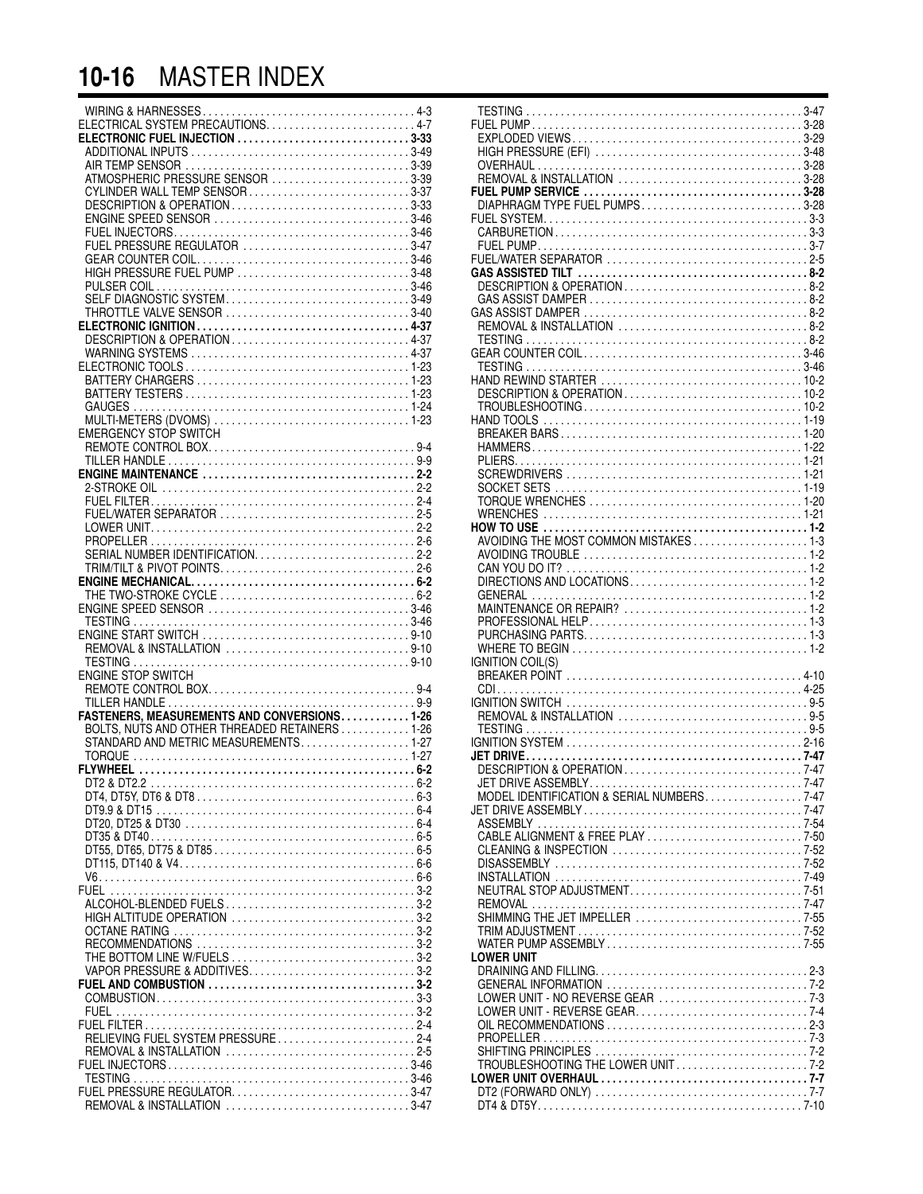# 10-16 MASTER INDEX

WIRING & HARNESSES . . . 4-3
ELECTRICAL SYSTEM PRECAUTIONS . . . 4-7
**ELECTRONIC FUEL INJECTION . . . 3-33**
ADDITIONAL INPUTS . . . 3-49
AIR TEMP SENSOR . . . 3-39
ATMOSPHERIC PRESSURE SENSOR . . . 3-39
CYLINDER WALL TEMP SENSOR . . . 3-37
DESCRIPTION & OPERATION . . . 3-33
ENGINE SPEED SENSOR . . . 3-46
FUEL INJECTORS . . . 3-46
FUEL PRESSURE REGULATOR . . . 3-47
GEAR COUNTER COIL . . . 3-46
HIGH PRESSURE FUEL PUMP . . . 3-48
PULSER COIL . . . 3-46
SELF DIAGNOSTIC SYSTEM . . . 3-49
THROTTLE VALVE SENSOR . . . 3-40
**ELECTRONIC IGNITION . . . 4-37**
DESCRIPTION & OPERATION . . . 4-37
WARNING SYSTEMS . . . 4-37
ELECTRONIC TOOLS . . . 1-23
BATTERY CHARGERS . . . 1-23
BATTERY TESTERS . . . 1-23
GAUGES . . . 1-24
MULTI-METERS (DVOMS) . . . 1-23
EMERGENCY STOP SWITCH
REMOTE CONTROL BOX . . . 9-4
TILLER HANDLE . . . 9-9
**ENGINE MAINTENANCE . . . 2-2**
2-STROKE OIL . . . 2-2
FUEL FILTER . . . 2-4
FUEL/WATER SEPARATOR . . . 2-5
LOWER UNIT . . . 2-2
PROPELLER . . . 2-6
SERIAL NUMBER IDENTIFICATION . . . 2-2
TRIM/TILT & PIVOT POINTS . . . 2-6
**ENGINE MECHANICAL . . . 6-2**
THE TWO-STROKE CYCLE . . . 6-2
ENGINE SPEED SENSOR . . . 3-46
TESTING . . . 3-46
ENGINE START SWITCH . . . 9-10
REMOVAL & INSTALLATION . . . 9-10
TESTING . . . 9-10
ENGINE STOP SWITCH
REMOTE CONTROL BOX . . . 9-4
TILLER HANDLE . . . 9-9
**FASTENERS, MEASUREMENTS AND CONVERSIONS . . . 1-26**
BOLTS, NUTS AND OTHER THREADED RETAINERS . . . 1-26
STANDARD AND METRIC MEASUREMENTS . . . 1-27
TORQUE . . . 1-27
**FLYWHEEL . . . 6-2**
DT2 & DT2.2 . . . 6-2
DT4, DT5Y, DT6 & DT8 . . . 6-3
DT9.9 & DT15 . . . 6-4
DT20, DT25 & DT30 . . . 6-4
DT35 & DT40 . . . 6-5
DT55, DT65, DT75 & DT85 . . . 6-5
DT115, DT140 & V4 . . . 6-6
V6 . . . 6-6
FUEL . . . 3-2
ALCOHOL-BLENDED FUELS . . . 3-2
HIGH ALTITUDE OPERATION . . . 3-2
OCTANE RATING . . . 3-2
RECOMMENDATIONS . . . 3-2
THE BOTTOM LINE W/FUELS . . . 3-2
VAPOR PRESSURE & ADDITIVES . . . 3-2
**FUEL AND COMBUSTION . . . 3-2**
COMBUSTION . . . 3-3
FUEL . . . 3-2
FUEL FILTER . . . 2-4
RELIEVING FUEL SYSTEM PRESSURE . . . 2-4
REMOVAL & INSTALLATION . . . 2-5
FUEL INJECTORS . . . 3-46
TESTING . . . 3-46
FUEL PRESSURE REGULATOR . . . 3-47
REMOVAL & INSTALLATION . . . 3-47
TESTING . . . 3-47
FUEL PUMP . . . 3-28
EXPLODED VIEWS . . . 3-29
HIGH PRESSURE (EFI) . . . 3-48
OVERHAUL . . . 3-28
REMOVAL & INSTALLATION . . . 3-28
**FUEL PUMP SERVICE . . . 3-28**
DIAPHRAGM TYPE FUEL PUMPS . . . 3-28
FUEL SYSTEM . . . 3-3
CARBURETION . . . 3-3
FUEL PUMP . . . 3-7
FUEL/WATER SEPARATOR . . . 2-5
**GAS ASSISTED TILT . . . 8-2**
DESCRIPTION & OPERATION . . . 8-2
GAS ASSIST DAMPER . . . 8-2
GAS ASSIST DAMPER . . . 8-2
REMOVAL & INSTALLATION . . . 8-2
TESTING . . . 8-2
GEAR COUNTER COIL . . . 3-46
TESTING . . . 3-46
HAND REWIND STARTER . . . 10-2
DESCRIPTION & OPERATION . . . 10-2
TROUBLESHOOTING . . . 10-2
HAND TOOLS . . . 1-19
BREAKER BARS . . . 1-20
HAMMERS . . . 1-22
PLIERS . . . 1-21
SCREWDRIVERS . . . 1-21
SOCKET SETS . . . 1-19
TORQUE WRENCHES . . . 1-20
WRENCHES . . . 1-21
**HOW TO USE . . . 1-2**
AVOIDING THE MOST COMMON MISTAKES . . . 1-3
AVOIDING TROUBLE . . . 1-2
CAN YOU DO IT? . . . 1-2
DIRECTIONS AND LOCATIONS . . . 1-2
GENERAL . . . 1-2
MAINTENANCE OR REPAIR? . . . 1-2
PROFESSIONAL HELP . . . 1-3
PURCHASING PARTS . . . 1-3
WHERE TO BEGIN . . . 1-2
IGNITION COIL(S)
BREAKER POINT . . . 4-10
CDI . . . 4-25
IGNITION SWITCH . . . 9-5
REMOVAL & INSTALLATION . . . 9-5
TESTING . . . 9-5
IGNITION SYSTEM . . . 2-16
**JET DRIVE . . . 7-47**
DESCRIPTION & OPERATION . . . 7-47
JET DRIVE ASSEMBLY . . . 7-47
MODEL IDENTIFICATION & SERIAL NUMBERS . . . 7-47
JET DRIVE ASSEMBLY . . . 7-47
ASSEMBLY . . . 7-54
CABLE ALIGNMENT & FREE PLAY . . . 7-50
CLEANING & INSPECTION . . . 7-52
DISASSEMBLY . . . 7-52
INSTALLATION . . . 7-49
NEUTRAL STOP ADJUSTMENT . . . 7-51
REMOVAL . . . 7-47
SHIMMING THE JET IMPELLER . . . 7-55
TRIM ADJUSTMENT . . . 7-52
WATER PUMP ASSEMBLY . . . 7-55
**LOWER UNIT**
DRAINING AND FILLING . . . 2-3
GENERAL INFORMATION . . . 7-2
LOWER UNIT - NO REVERSE GEAR . . . 7-3
LOWER UNIT - REVERSE GEAR . . . 7-4
OIL RECOMMENDATIONS . . . 2-3
PROPELLER . . . 7-3
SHIFTING PRINCIPLES . . . 7-2
TROUBLESHOOTING THE LOWER UNIT . . . 7-2
**LOWER UNIT OVERHAUL . . . 7-7**
DT2 (FORWARD ONLY) . . . 7-7
DT4 & DT5Y . . . 7-10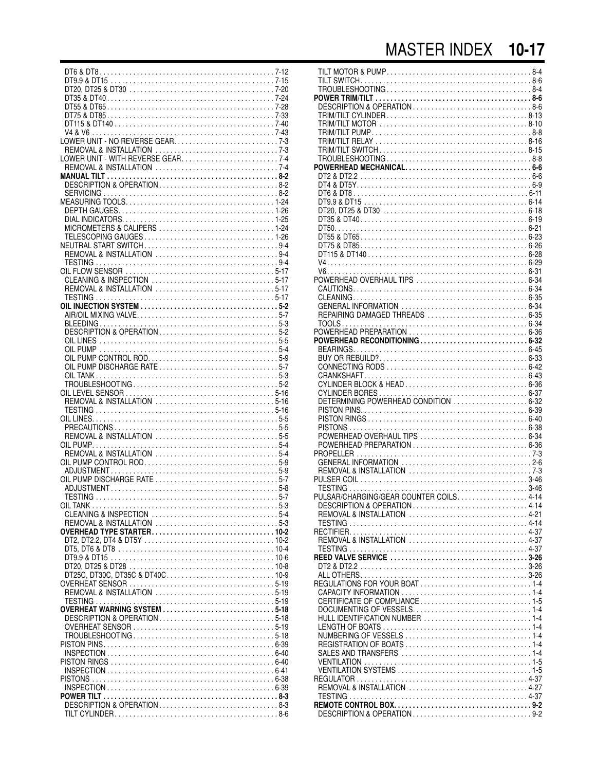DT6 & DT8 . . . 7-12
DT9.9 & DT15 . . . 7-15
DT20, DT25 & DT30 . . . 7-20
DT35 & DT40 . . . 7-24
DT55 & DT65 . . . 7-28
DT75 & DT85 . . . 7-33
DT115 & DT140 . . . 7-40
V4 & V6 . . . 7-43

LOWER UNIT - NO REVERSE GEAR . . . 7-3
REMOVAL & INSTALLATION . . . 7-3

LOWER UNIT - WITH REVERSE GEAR . . . 7-4
REMOVAL & INSTALLATION . . . 7-4

**MANUAL TILT . . . 8-2**
DESCRIPTION & OPERATION . . . 8-2
SERVICING . . . 8-2

MEASURING TOOLS . . . 1-24
DEPTH GAUGES . . . 1-26
DIAL INDICATORS . . . 1-25
MICROMETERS & CALIPERS . . . 1-24
TELESCOPING GAUGES . . . 1-26

NEUTRAL START SWITCH . . . 9-4
REMOVAL & INSTALLATION . . . 9-4
TESTING . . . 9-4

OIL FLOW SENSOR . . . 5-17
CLEANING & INSPECTION . . . 5-17
REMOVAL & INSTALLATION . . . 5-17
TESTING . . . 5-17

**OIL INJECTION SYSTEM . . . 5-2**
AIR/OIL MIXING VALVE . . . 5-7
BLEEDING . . . 5-3
DESCRIPTION & OPERATION . . . 5-2
OIL LINES . . . 5-5
OIL PUMP . . . 5-4
OIL PUMP CONTROL ROD . . . 5-9
OIL PUMP DISCHARGE RATE . . . 5-7
OIL TANK . . . 5-3
TROUBLESHOOTING . . . 5-2

OIL LEVEL SENSOR . . . 5-16
REMOVAL & INSTALLATION . . . 5-16
TESTING . . . 5-16

OIL LINES . . . 5-5
PRECAUTIONS . . . 5-5
REMOVAL & INSTALLATION . . . 5-5

OIL PUMP . . . 5-4
REMOVAL & INSTALLATION . . . 5-4

OIL PUMP CONTROL ROD . . . 5-9
ADJUSTMENT . . . 5-9

OIL PUMP DISCHARGE RATE . . . 5-7
ADJUSTMENT . . . 5-8
TESTING . . . 5-7

OIL TANK . . . 5-3
CLEANING & INSPECTION . . . 5-4
REMOVAL & INSTALLATION . . . 5-3

**OVERHEAD TYPE STARTER . . . 10-2**
DT2, DT2.2, DT4 & DT5Y . . . 10-2
DT5, DT6 & DT8 . . . 10-4
DT9.9 & DT15 . . . 10-6
DT20, DT25 & DT28 . . . 10-8
DT25C, DT30C, DT35C & DT40C . . . 10-9

OVERHEAT SENSOR . . . 5-19
REMOVAL & INSTALLATION . . . 5-19
TESTING . . . 5-19

**OVERHEAT WARNING SYSTEM . . . 5-18**
DESCRIPTION & OPERATION . . . 5-18
OVERHEAT SENSOR . . . 5-19
TROUBLESHOOTING . . . 5-18

PISTON PINS . . . 6-39
INSPECTION . . . 6-40

PISTON RINGS . . . 6-40
INSPECTION . . . 6-41

PISTONS . . . 6-38
INSPECTION . . . 6-39

**POWER TILT . . . 8-3**
DESCRIPTION & OPERATION . . . 8-3
TILT CYLINDER . . . 8-6
TILT MOTOR & PUMP . . . 8-4
TILT SWITCH . . . 8-6
TROUBLESHOOTING . . . 8-4

**POWER TRIM/TILT . . . 8-6**
DESCRIPTION & OPERATION . . . 8-6
TRIM/TILT CYLINDER . . . 8-13
TRIM/TILT MOTOR . . . 8-10
TRIM/TILT PUMP . . . 8-8
TRIM/TILT RELAY . . . 8-16
TRIM/TILT SWITCH . . . 8-15
TROUBLESHOOTING . . . 8-8

**POWERHEAD MECHANICAL . . . 6-6**
DT2 & DT2.2 . . . 6-6
DT4 & DT5Y . . . 6-9
DT6 & DT8 . . . 6-11
DT9.9 & DT15 . . . 6-14
DT20, DT25 & DT30 . . . 6-18
DT35 & DT40 . . . 6-19
DT50 . . . 6-21
DT55 & DT65 . . . 6-23
DT75 & DT85 . . . 6-26
DT115 & DT140 . . . 6-28
V4 . . . 6-29
V6 . . . 6-31

POWERHEAD OVERHAUL TIPS . . . 6-34
CAUTIONS . . . 6-34
CLEANING . . . 6-35
GENERAL INFORMATION . . . 6-34
REPAIRING DAMAGED THREADS . . . 6-35
TOOLS . . . 6-34

POWERHEAD PREPARATION . . . 6-36

**POWERHEAD RECONDITIONING . . . 6-32**
BEARINGS . . . 6-45
BUY OR REBUILD? . . . 6-33
CONNECTING RODS . . . 6-42
CRANKSHAFT . . . 6-43
CYLINDER BLOCK & HEAD . . . 6-36
CYLINDER BORES . . . 6-37
DETERMINING POWERHEAD CONDITION . . . 6-32
PISTON PINS . . . 6-39
PISTON RINGS . . . 6-40
PISTONS . . . 6-38
POWERHEAD OVERHAUL TIPS . . . 6-34
POWERHEAD PREPARATION . . . 6-36

PROPELLER . . . 7-3
GENERAL INFORMATION . . . 2-6
REMOVAL & INSTALLATION . . . 7-3

PULSER COIL . . . 3-46
TESTING . . . 3-46

PULSAR/CHARGING/GEAR COUNTER COILS . . . 4-14
DESCRIPTION & OPERATION . . . 4-14
REMOVAL & INSTALLATION . . . 4-21
TESTING . . . 4-14

RECTIFIER . . . 4-37
REMOVAL & INSTALLATION . . . 4-37
TESTING . . . 4-37

**REED VALVE SERVICE . . . 3-26**
DT2 & DT2.2 . . . 3-26
ALL OTHERS . . . 3-26

REGULATIONS FOR YOUR BOAT . . . 1-4
CAPACITY INFORMATION . . . 1-4
CERTIFICATE OF COMPLIANCE . . . 1-5
DOCUMENTING OF VESSELS . . . 1-4
HULL IDENTIFICATION NUMBER . . . 1-4
LENGTH OF BOATS . . . 1-4
NUMBERING OF VESSELS . . . 1-4
REGISTRATION OF BOATS . . . 1-4
SALES AND TRANSFERS . . . 1-4
VENTILATION . . . 1-5
VENTILATION SYSTEMS . . . 1-5

REGULATOR . . . 4-37
REMOVAL & INSTALLATION . . . 4-27
TESTING . . . 4-37

**REMOTE CONTROL BOX . . . 9-2**
DESCRIPTION & OPERATION . . . 9-2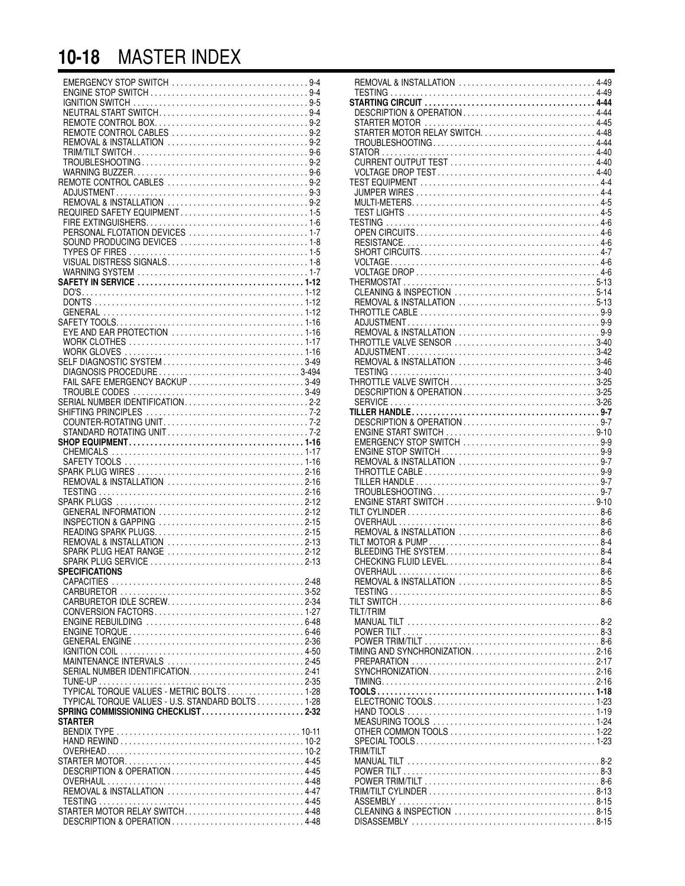# 10-18 MASTER INDEX

- EMERGENCY STOP SWITCH . . . . . 9-4
- ENGINE STOP SWITCH . . . . . 9-4
- IGNITION SWITCH . . . . . 9-5
- NEUTRAL START SWITCH . . . . . 9-4
- REMOTE CONTROL BOX . . . . . 9-2
- REMOTE CONTROL CABLES . . . . . 9-2
- REMOVAL & INSTALLATION . . . . . 9-2
- TRIM/TILT SWITCH . . . . . 9-6
- TROUBLESHOOTING . . . . . 9-2
- WARNING BUZZER . . . . . 9-6

REMOTE CONTROL CABLES . . . . . 9-2
- ADJUSTMENT . . . . . 9-3
- REMOVAL & INSTALLATION . . . . . 9-2

REQUIRED SAFETY EQUIPMENT . . . . . 1-5
- FIRE EXTINGUISHERS . . . . . 1-6
- PERSONAL FLOTATION DEVICES . . . . . 1-7
- SOUND PRODUCING DEVICES . . . . . 1-8
- TYPES OF FIRES . . . . . 1-5
- VISUAL DISTRESS SIGNALS . . . . . 1-8
- WARNING SYSTEM . . . . . 1-7

**SAFETY IN SERVICE . . . . . 1-12**
- DO'S . . . . . 1-12
- DON'TS . . . . . 1-12
- GENERAL . . . . . 1-12

SAFETY TOOLS . . . . . 1-16
- EYE AND EAR PROTECTION . . . . . 1-16
- WORK CLOTHES . . . . . 1-17
- WORK GLOVES . . . . . 1-16

SELF DIAGNOSTIC SYSTEM . . . . . 3-49
- DIAGNOSIS PROCEDURE . . . . . 3-494
- FAIL SAFE EMERGENCY BACKUP . . . . . 3-49
- TROUBLE CODES . . . . . 3-49

SERIAL NUMBER IDENTIFICATION . . . . . 2-2

SHIFTING PRINCIPLES . . . . . 7-2
- COUNTER-ROTATING UNIT . . . . . 7-2
- STANDARD ROTATING UNIT . . . . . 7-2

**SHOP EQUIPMENT . . . . . 1-16**
- CHEMICALS . . . . . 1-17
- SAFETY TOOLS . . . . . 1-16

SPARK PLUG WIRES . . . . . 2-16
- REMOVAL & INSTALLATION . . . . . 2-16
- TESTING . . . . . 2-16

SPARK PLUGS . . . . . 2-12
- GENERAL INFORMATION . . . . . 2-12
- INSPECTION & GAPPING . . . . . 2-15
- READING SPARK PLUGS . . . . . 2-15
- REMOVAL & INSTALLATION . . . . . 2-13
- SPARK PLUG HEAT RANGE . . . . . 2-12
- SPARK PLUG SERVICE . . . . . 2-13

**SPECIFICATIONS**
- CAPACITIES . . . . . 2-48
- CARBURETOR . . . . . 3-52
- CARBURETOR IDLE SCREW . . . . . 2-34
- CONVERSION FACTORS . . . . . 1-27
- ENGINE REBUILDING . . . . . 6-48
- ENGINE TORQUE . . . . . 6-46
- GENERAL ENGINE . . . . . 2-36
- IGNITION COIL . . . . . 4-50
- MAINTENANCE INTERVALS . . . . . 2-45
- SERIAL NUMBER IDENTIFICATION . . . . . 2-41
- TUNE-UP . . . . . 2-35
- TYPICAL TORQUE VALUES - METRIC BOLTS . . . . . 1-28
- TYPICAL TORQUE VALUES - U.S. STANDARD BOLTS . . . . . 1-28

**SPRING COMMISSIONING CHECKLIST . . . . . 2-32**

**STARTER**
- BENDIX TYPE . . . . . 10-11
- HAND REWIND . . . . . 10-2
- OVERHEAD . . . . . 10-2

STARTER MOTOR . . . . . 4-45
- DESCRIPTION & OPERATION . . . . . 4-45
- OVERHAUL . . . . . 4-48
- REMOVAL & INSTALLATION . . . . . 4-47
- TESTING . . . . . 4-45

STARTER MOTOR RELAY SWITCH . . . . . 4-48
- DESCRIPTION & OPERATION . . . . . 4-48
- REMOVAL & INSTALLATION . . . . . 4-49
- TESTING . . . . . 4-49

**STARTING CIRCUIT . . . . . 4-44**
- DESCRIPTION & OPERATION . . . . . 4-44
- STARTER MOTOR . . . . . 4-45
- STARTER MOTOR RELAY SWITCH . . . . . 4-48
- TROUBLESHOOTING . . . . . 4-44

STATOR . . . . . 4-40
- CURRENT OUTPUT TEST . . . . . 4-40
- VOLTAGE DROP TEST . . . . . 4-40

TEST EQUIPMENT . . . . . 4-4
- JUMPER WIRES . . . . . 4-4
- MULTI-METERS . . . . . 4-5
- TEST LIGHTS . . . . . 4-5

TESTING . . . . . 4-6
- OPEN CIRCUITS . . . . . 4-6
- RESISTANCE . . . . . 4-6
- SHORT CIRCUITS . . . . . 4-7
- VOLTAGE . . . . . 4-6
- VOLTAGE DROP . . . . . 4-6

THERMOSTAT . . . . . 5-13
- CLEANING & INSPECTION . . . . . 5-14
- REMOVAL & INSTALLATION . . . . . 5-13

THROTTLE CABLE . . . . . 9-9
- ADJUSTMENT . . . . . 9-9
- REMOVAL & INSTALLATION . . . . . 9-9

THROTTLE VALVE SENSOR . . . . . 3-40
- ADJUSTMENT . . . . . 3-42
- REMOVAL & INSTALLATION . . . . . 3-46
- TESTING . . . . . 3-40

THROTTLE VALVE SWITCH . . . . . 3-25
- DESCRIPTION & OPERATION . . . . . 3-25
- SERVICE . . . . . 3-26

**TILLER HANDLE . . . . . 9-7**
- DESCRIPTION & OPERATION . . . . . 9-7
- ENGINE START SWITCH . . . . . 9-10
- EMERGENCY STOP SWITCH . . . . . 9-9
- ENGINE STOP SWITCH . . . . . 9-9
- REMOVAL & INSTALLATION . . . . . 9-7
- THROTTLE CABLE . . . . . 9-9
- TILLER HANDLE . . . . . 9-7
- TROUBLESHOOTING . . . . . 9-7
- ENGINE START SWITCH . . . . . 9-10

TILT CYLINDER . . . . . 8-6
- OVERHAUL . . . . . 8-6
- REMOVAL & INSTALLATION . . . . . 8-6

TILT MOTOR & PUMP . . . . . 8-4
- BLEEDING THE SYSTEM . . . . . 8-4
- CHECKING FLUID LEVEL . . . . . 8-4
- OVERHAUL . . . . . 8-6
- REMOVAL & INSTALLATION . . . . . 8-5
- TESTING . . . . . 8-5

TILT SWITCH . . . . . 8-6

TILT/TRIM
- MANUAL TILT . . . . . 8-2
- POWER TILT . . . . . 8-3
- POWER TRIM/TILT . . . . . 8-6

TIMING AND SYNCHRONIZATION . . . . . 2-16
- PREPARATION . . . . . 2-17
- SYNCHRONIZATION . . . . . 2-16
- TIMING . . . . . 2-16

**TOOLS . . . . . 1-18**
- ELECTRONIC TOOLS . . . . . 1-23
- HAND TOOLS . . . . . 1-19
- MEASURING TOOLS . . . . . 1-24
- OTHER COMMON TOOLS . . . . . 1-22
- SPECIAL TOOLS . . . . . 1-23

TRIM/TILT
- MANUAL TILT . . . . . 8-2
- POWER TILT . . . . . 8-3
- POWER TRIM/TILT . . . . . 8-6

TRIM/TILT CYLINDER . . . . . 8-13
- ASSEMBLY . . . . . 8-15
- CLEANING & INSPECTION . . . . . 8-15
- DISASSEMBLY . . . . . 8-15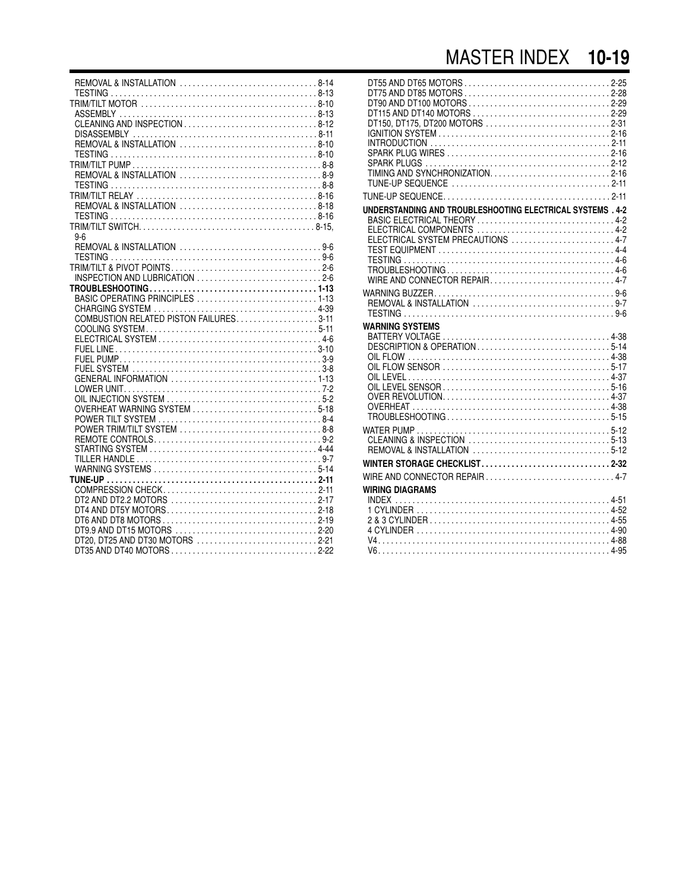REMOVAL & INSTALLATION . . . . . . . . . . . . . . . . . . . . . . . . . . . . . . . . 8-14
TESTING . . . . . . . . . . . . . . . . . . . . . . . . . . . . . . . . . . . . . . . . . . . . . . . . 8-13
TRIM/TILT MOTOR . . . . . . . . . . . . . . . . . . . . . . . . . . . . . . . . . . . . . . . . . 8-10
ASSEMBLY . . . . . . . . . . . . . . . . . . . . . . . . . . . . . . . . . . . . . . . . . . . . . . 8-13
CLEANING AND INSPECTION . . . . . . . . . . . . . . . . . . . . . . . . . . . . . . . 8-12
DISASSEMBLY . . . . . . . . . . . . . . . . . . . . . . . . . . . . . . . . . . . . . . . . . . . 8-11
REMOVAL & INSTALLATION . . . . . . . . . . . . . . . . . . . . . . . . . . . . . . . . 8-10
TESTING . . . . . . . . . . . . . . . . . . . . . . . . . . . . . . . . . . . . . . . . . . . . . . . . 8-10
TRIM/TILT PUMP . . . . . . . . . . . . . . . . . . . . . . . . . . . . . . . . . . . . . . . . . . . . 8-8
REMOVAL & INSTALLATION . . . . . . . . . . . . . . . . . . . . . . . . . . . . . . . . . 8-9
TESTING . . . . . . . . . . . . . . . . . . . . . . . . . . . . . . . . . . . . . . . . . . . . . . . . . 8-8
TRIM/TILT RELAY . . . . . . . . . . . . . . . . . . . . . . . . . . . . . . . . . . . . . . . . . . 8-16
REMOVAL & INSTALLATION . . . . . . . . . . . . . . . . . . . . . . . . . . . . . . . . 8-18
TESTING . . . . . . . . . . . . . . . . . . . . . . . . . . . . . . . . . . . . . . . . . . . . . . . . 8-16
TRIM/TILT SWITCH. . . . . . . . . . . . . . . . . . . . . . . . . . . . . . . . . . . . . . . . . 8-15, 9-6
REMOVAL & INSTALLATION . . . . . . . . . . . . . . . . . . . . . . . . . . . . . . . . . 9-6
TESTING . . . . . . . . . . . . . . . . . . . . . . . . . . . . . . . . . . . . . . . . . . . . . . . . . 9-6
TRIM/TILT & PIVOT POINTS . . . . . . . . . . . . . . . . . . . . . . . . . . . . . . . . . . . 2-6
INSPECTION AND LUBRICATION . . . . . . . . . . . . . . . . . . . . . . . . . . . . . 2-6
**TROUBLESHOOTING. . . . . . . . . . . . . . . . . . . . . . . . . . . . . . . . . . . . . . . 1-13**
BASIC OPERATING PRINCIPLES . . . . . . . . . . . . . . . . . . . . . . . . . . . . 1-13
CHARGING SYSTEM . . . . . . . . . . . . . . . . . . . . . . . . . . . . . . . . . . . . . . 4-39
COMBUSTION RELATED PISTON FAILURES. . . . . . . . . . . . . . . . . . . 3-11
COOLING SYSTEM. . . . . . . . . . . . . . . . . . . . . . . . . . . . . . . . . . . . . . . . 5-11
ELECTRICAL SYSTEM . . . . . . . . . . . . . . . . . . . . . . . . . . . . . . . . . . . . . . 4-6
FUEL LINE . . . . . . . . . . . . . . . . . . . . . . . . . . . . . . . . . . . . . . . . . . . . . . . 3-10
FUEL PUMP. . . . . . . . . . . . . . . . . . . . . . . . . . . . . . . . . . . . . . . . . . . . . . . 3-9
FUEL SYSTEM . . . . . . . . . . . . . . . . . . . . . . . . . . . . . . . . . . . . . . . . . . . . 3-8
GENERAL INFORMATION . . . . . . . . . . . . . . . . . . . . . . . . . . . . . . . . . . 1-13
LOWER UNIT. . . . . . . . . . . . . . . . . . . . . . . . . . . . . . . . . . . . . . . . . . . . . . 7-2
OIL INJECTION SYSTEM . . . . . . . . . . . . . . . . . . . . . . . . . . . . . . . . . . . . 5-2
OVERHEAT WARNING SYSTEM . . . . . . . . . . . . . . . . . . . . . . . . . . . . . 5-18
POWER TILT SYSTEM . . . . . . . . . . . . . . . . . . . . . . . . . . . . . . . . . . . . . . 8-4
POWER TRIM/TILT SYSTEM . . . . . . . . . . . . . . . . . . . . . . . . . . . . . . . . . 8-8
REMOTE CONTROLS. . . . . . . . . . . . . . . . . . . . . . . . . . . . . . . . . . . . . . . 9-2
STARTING SYSTEM . . . . . . . . . . . . . . . . . . . . . . . . . . . . . . . . . . . . . . . 4-44
TILLER HANDLE . . . . . . . . . . . . . . . . . . . . . . . . . . . . . . . . . . . . . . . . . . . 9-7
WARNING SYSTEMS . . . . . . . . . . . . . . . . . . . . . . . . . . . . . . . . . . . . . . 5-14
**TUNE-UP . . . . . . . . . . . . . . . . . . . . . . . . . . . . . . . . . . . . . . . . . . . . . . . . . 2-11**
COMPRESSION CHECK. . . . . . . . . . . . . . . . . . . . . . . . . . . . . . . . . . . . 2-11
DT2 AND DT2.2 MOTORS . . . . . . . . . . . . . . . . . . . . . . . . . . . . . . . . . . 2-17
DT4 AND DT5Y MOTORS. . . . . . . . . . . . . . . . . . . . . . . . . . . . . . . . . . . 2-18
DT6 AND DT8 MOTORS . . . . . . . . . . . . . . . . . . . . . . . . . . . . . . . . . . . . 2-19
DT9.9 AND DT15 MOTORS . . . . . . . . . . . . . . . . . . . . . . . . . . . . . . . . . 2-20
DT20, DT25 AND DT30 MOTORS . . . . . . . . . . . . . . . . . . . . . . . . . . . . 2-21
DT35 AND DT40 MOTORS . . . . . . . . . . . . . . . . . . . . . . . . . . . . . . . . . . 2-22
DT55 AND DT65 MOTORS . . . . . . . . . . . . . . . . . . . . . . . . . . . . . . . . . . 2-25
DT75 AND DT85 MOTORS . . . . . . . . . . . . . . . . . . . . . . . . . . . . . . . . . . 2-28
DT90 AND DT100 MOTORS . . . . . . . . . . . . . . . . . . . . . . . . . . . . . . . . . 2-29
DT115 AND DT140 MOTORS . . . . . . . . . . . . . . . . . . . . . . . . . . . . . . . . 2-29
DT150, DT175, DT200 MOTORS . . . . . . . . . . . . . . . . . . . . . . . . . . . . . 2-31
IGNITION SYSTEM . . . . . . . . . . . . . . . . . . . . . . . . . . . . . . . . . . . . . . . . 2-16
INTRODUCTION . . . . . . . . . . . . . . . . . . . . . . . . . . . . . . . . . . . . . . . . . . 2-11
SPARK PLUG WIRES . . . . . . . . . . . . . . . . . . . . . . . . . . . . . . . . . . . . . . 2-16
SPARK PLUGS . . . . . . . . . . . . . . . . . . . . . . . . . . . . . . . . . . . . . . . . . . . 2-12
TIMING AND SYNCHRONIZATION. . . . . . . . . . . . . . . . . . . . . . . . . . . . 2-16
TUNE-UP SEQUENCE . . . . . . . . . . . . . . . . . . . . . . . . . . . . . . . . . . . . . 2-11
TUNE-UP SEQUENCE. . . . . . . . . . . . . . . . . . . . . . . . . . . . . . . . . . . . . . . . 2-11
**UNDERSTANDING AND TROUBLESHOOTING ELECTRICAL SYSTEMS . 4-2**
BASIC ELECTRICAL THEORY . . . . . . . . . . . . . . . . . . . . . . . . . . . . . . . . 4-2
ELECTRICAL COMPONENTS . . . . . . . . . . . . . . . . . . . . . . . . . . . . . . . . 4-2
ELECTRICAL SYSTEM PRECAUTIONS . . . . . . . . . . . . . . . . . . . . . . . . 4-7
TEST EQUIPMENT . . . . . . . . . . . . . . . . . . . . . . . . . . . . . . . . . . . . . . . . . 4-4
TESTING . . . . . . . . . . . . . . . . . . . . . . . . . . . . . . . . . . . . . . . . . . . . . . . . . 4-6
TROUBLESHOOTING. . . . . . . . . . . . . . . . . . . . . . . . . . . . . . . . . . . . . . . 4-6
WIRE AND CONNECTOR REPAIR. . . . . . . . . . . . . . . . . . . . . . . . . . . . . 4-7
WARNING BUZZER. . . . . . . . . . . . . . . . . . . . . . . . . . . . . . . . . . . . . . . . . . 9-6
REMOVAL & INSTALLATION . . . . . . . . . . . . . . . . . . . . . . . . . . . . . . . . . 9-7
TESTING . . . . . . . . . . . . . . . . . . . . . . . . . . . . . . . . . . . . . . . . . . . . . . . . . 9-6
**WARNING SYSTEMS**
BATTERY VOLTAGE . . . . . . . . . . . . . . . . . . . . . . . . . . . . . . . . . . . . . . . 4-38
DESCRIPTION & OPERATION . . . . . . . . . . . . . . . . . . . . . . . . . . . . . . . 5-14
OIL FLOW . . . . . . . . . . . . . . . . . . . . . . . . . . . . . . . . . . . . . . . . . . . . . . . 4-38
OIL FLOW SENSOR . . . . . . . . . . . . . . . . . . . . . . . . . . . . . . . . . . . . . . . 5-17
OIL LEVEL. . . . . . . . . . . . . . . . . . . . . . . . . . . . . . . . . . . . . . . . . . . . . . . 4-37
OIL LEVEL SENSOR . . . . . . . . . . . . . . . . . . . . . . . . . . . . . . . . . . . . . . . 5-16
OVER REVOLUTION. . . . . . . . . . . . . . . . . . . . . . . . . . . . . . . . . . . . . . . 4-37
OVERHEAT . . . . . . . . . . . . . . . . . . . . . . . . . . . . . . . . . . . . . . . . . . . . . . 4-38
TROUBLESHOOTING. . . . . . . . . . . . . . . . . . . . . . . . . . . . . . . . . . . . . . 5-15
WATER PUMP . . . . . . . . . . . . . . . . . . . . . . . . . . . . . . . . . . . . . . . . . . . . . 5-12
CLEANING & INSPECTION . . . . . . . . . . . . . . . . . . . . . . . . . . . . . . . . . 5-13
REMOVAL & INSTALLATION . . . . . . . . . . . . . . . . . . . . . . . . . . . . . . . . 5-12
**WINTER STORAGE CHECKLIST. . . . . . . . . . . . . . . . . . . . . . . . . . . . . . 2-32**
WIRE AND CONNECTOR REPAIR . . . . . . . . . . . . . . . . . . . . . . . . . . . . . . 4-7
**WIRING DIAGRAMS**
INDEX . . . . . . . . . . . . . . . . . . . . . . . . . . . . . . . . . . . . . . . . . . . . . . . . . . 4-51
1 CYLINDER . . . . . . . . . . . . . . . . . . . . . . . . . . . . . . . . . . . . . . . . . . . . . 4-52
2 & 3 CYLINDER . . . . . . . . . . . . . . . . . . . . . . . . . . . . . . . . . . . . . . . . . . 4-55
4 CYLINDER . . . . . . . . . . . . . . . . . . . . . . . . . . . . . . . . . . . . . . . . . . . . . 4-90
V4. . . . . . . . . . . . . . . . . . . . . . . . . . . . . . . . . . . . . . . . . . . . . . . . . . . . . . 4-88
V6. . . . . . . . . . . . . . . . . . . . . . . . . . . . . . . . . . . . . . . . . . . . . . . . . . . . . . 4-95